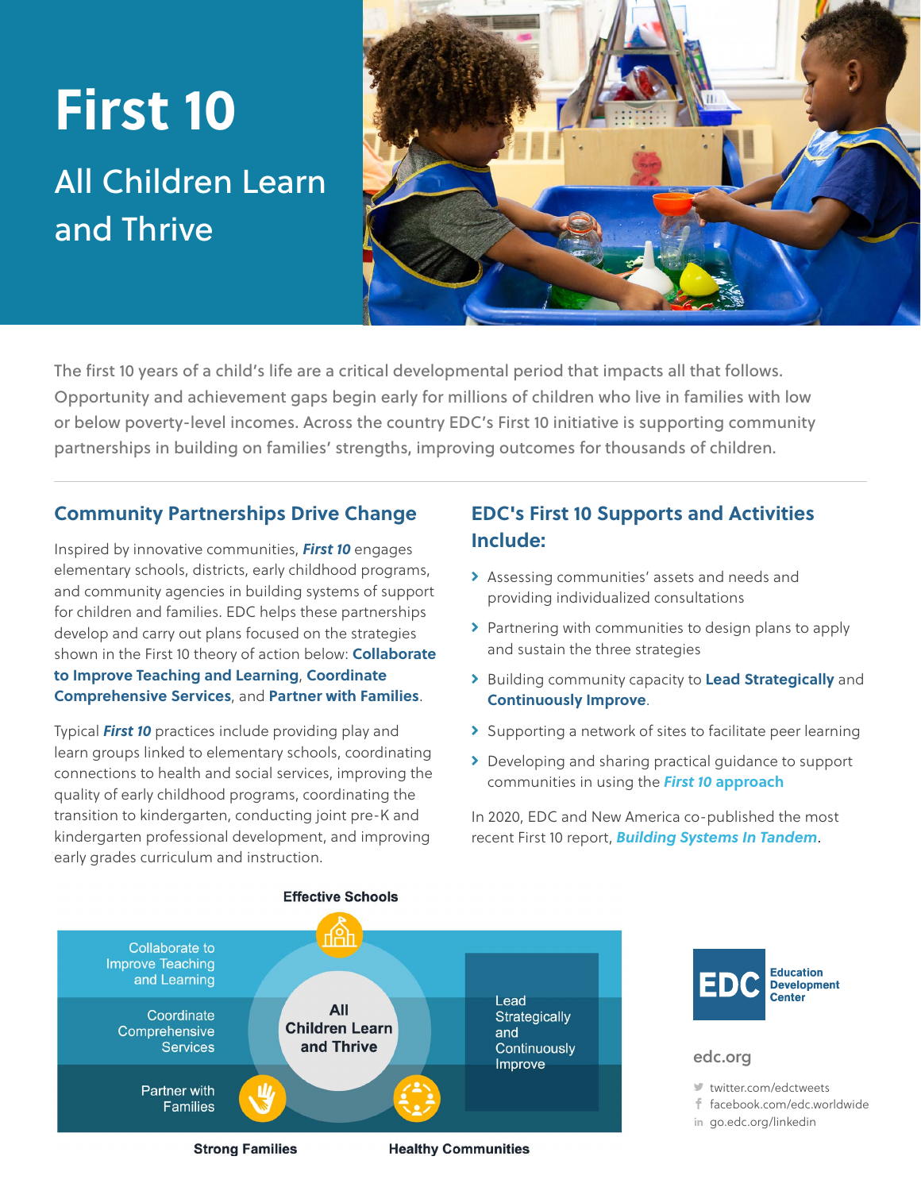# First 10

## All Children Learn and Thrive

The first 10 years of a child's life are a critical developmental period that impacts all that follows. Opportunity and achievement gaps begin early for millions of children who live in families with low or below poverty-level incomes. Across the country EDC's First 10 initiative is supporting community partnerships in building on families' strengths, improving outcomes for thousands of children.

## Community Partnerships Drive Change

Inspired by innovative communities, ***First 10*** engages elementary schools, districts, early childhood programs, and community agencies in building systems of support for children and families. EDC helps these partnerships develop and carry out plans focused on the strategies shown in the First 10 theory of action below: **Collaborate to Improve Teaching and Learning**, **Coordinate Comprehensive Services**, and **Partner with Families**.

Typical ***First 10*** practices include providing play and learn groups linked to elementary schools, coordinating connections to health and social services, improving the quality of early childhood programs, coordinating the transition to kindergarten, conducting joint pre-K and kindergarten professional development, and improving early grades curriculum and instruction.

## EDC's First 10 Supports and Activities Include:

- Assessing communities' assets and needs and providing individualized consultations
- Partnering with communities to design plans to apply and sustain the three strategies
- Building community capacity to **Lead Strategically** and **Continuously Improve**.
- Supporting a network of sites to facilitate peer learning
- Developing and sharing practical guidance to support communities in using the ***First 10* approach**

In 2020, EDC and New America co-published the most recent First 10 report, ***Building Systems In Tandem***.

**Effective Schools**

Collaborate to Improve Teaching and Learning

Coordinate Comprehensive Services

Partner with Families

**All Children Learn and Thrive**

Lead Strategically and Continuously Improve

**Strong Families** **Healthy Communities**

EDC Education Development Center

edc.org

twitter.com/edctweets

facebook.com/edc.worldwide

go.edc.org/linkedin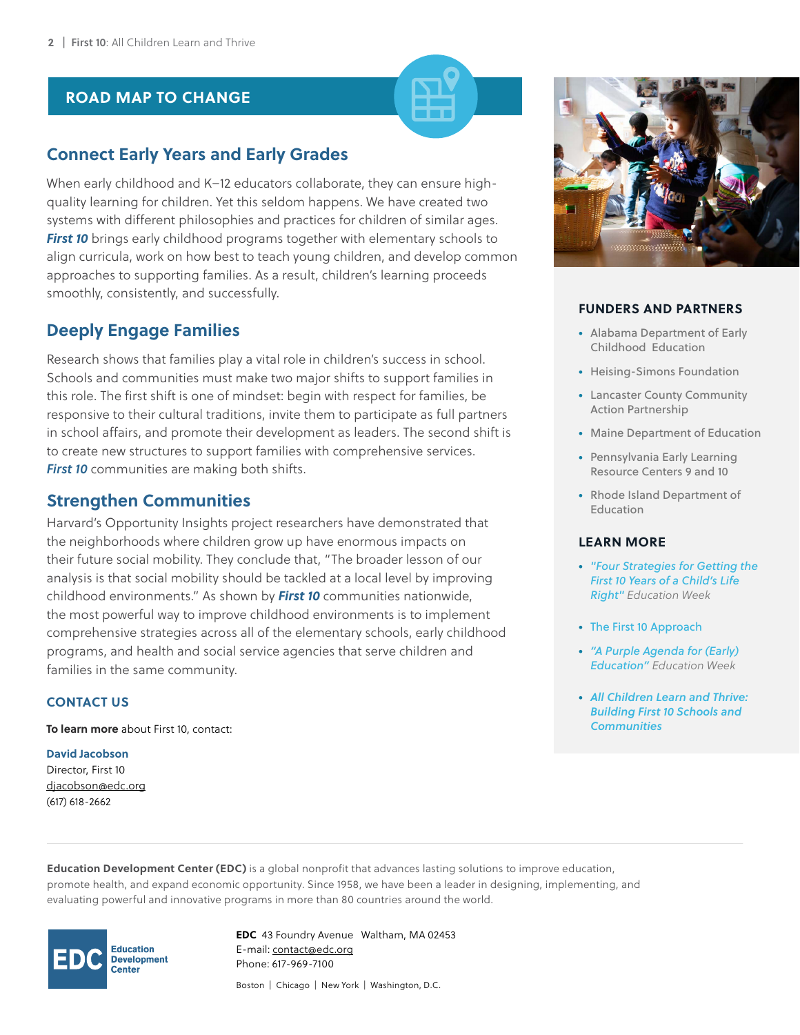## ROAD MAP TO CHANGE

### Connect Early Years and Early Grades

When early childhood and K–12 educators collaborate, they can ensure high-quality learning for children. Yet this seldom happens. We have created two systems with different philosophies and practices for children of similar ages. ***First 10*** brings early childhood programs together with elementary schools to align curricula, work on how best to teach young children, and develop common approaches to supporting families. As a result, children's learning proceeds smoothly, consistently, and successfully.

### Deeply Engage Families

Research shows that families play a vital role in children's success in school. Schools and communities must make two major shifts to support families in this role. The first shift is one of mindset: begin with respect for families, be responsive to their cultural traditions, invite them to participate as full partners in school affairs, and promote their development as leaders. The second shift is to create new structures to support families with comprehensive services. ***First 10*** communities are making both shifts.

### Strengthen Communities

Harvard's Opportunity Insights project researchers have demonstrated that the neighborhoods where children grow up have enormous impacts on their future social mobility. They conclude that, "The broader lesson of our analysis is that social mobility should be tackled at a local level by improving childhood environments." As shown by ***First 10*** communities nationwide, the most powerful way to improve childhood environments is to implement comprehensive strategies across all of the elementary schools, early childhood programs, and health and social service agencies that serve children and families in the same community.

### CONTACT US

**To learn more** about First 10, contact:

**David Jacobson**
Director, First 10
djacobson@edc.org
(617) 618-2662

### FUNDERS AND PARTNERS

- Alabama Department of Early Childhood Education
- Heising-Simons Foundation
- Lancaster County Community Action Partnership
- Maine Department of Education
- Pennsylvania Early Learning Resource Centers 9 and 10
- Rhode Island Department of Education

### LEARN MORE

- *"Four Strategies for Getting the First 10 Years of a Child's Life Right" Education Week*
- The First 10 Approach
- *"A Purple Agenda for (Early) Education" Education Week*
- ***All Children Learn and Thrive: Building First 10 Schools and Communities***

**Education Development Center (EDC)** is a global nonprofit that advances lasting solutions to improve education, promote health, and expand economic opportunity. Since 1958, we have been a leader in designing, implementing, and evaluating powerful and innovative programs in more than 80 countries around the world.

EDC Education Development Center

**EDC** 43 Foundry Avenue Waltham, MA 02453
E-mail: contact@edc.org
Phone: 617-969-7100

Boston | Chicago | New York | Washington, D.C.